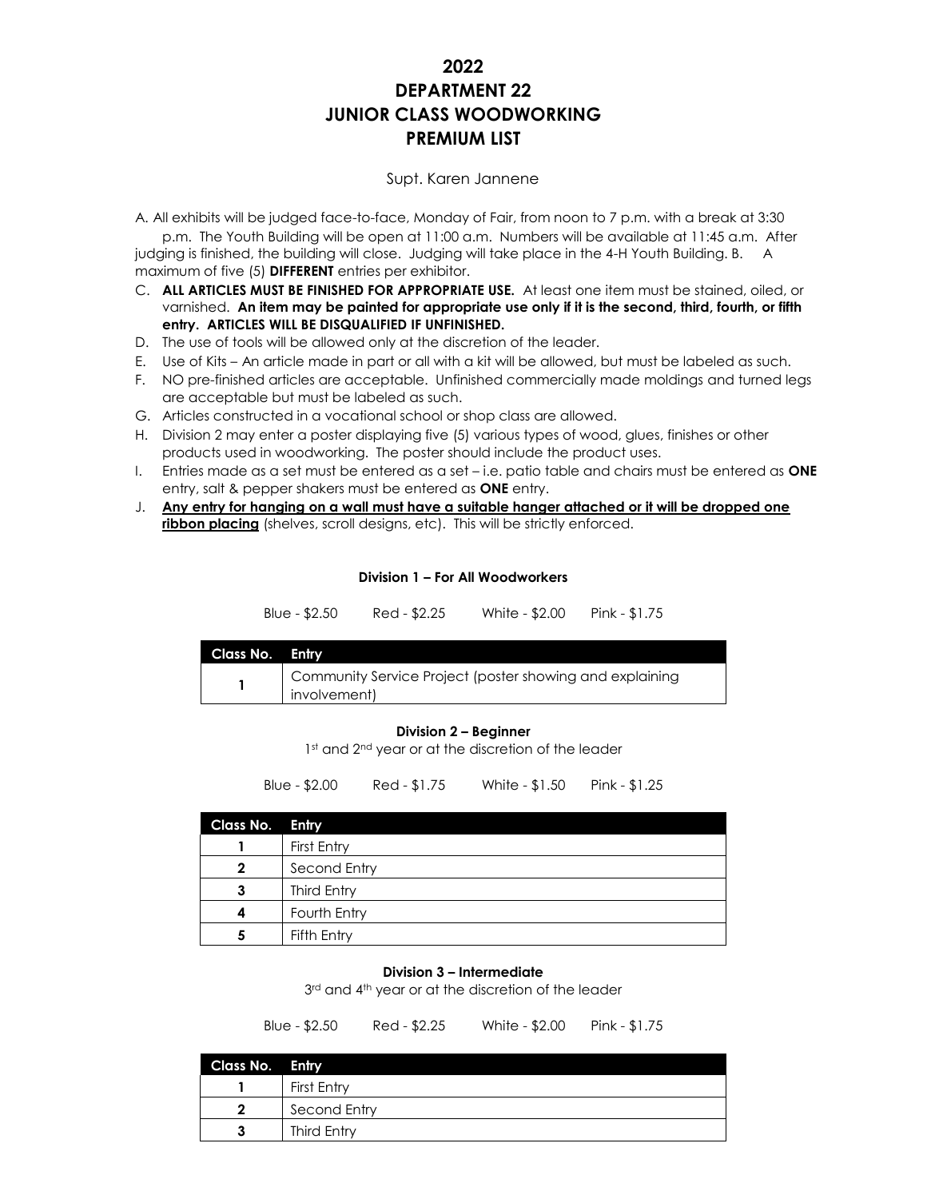# 2022
# DEPARTMENT 22
# JUNIOR CLASS WOODWORKING
# PREMIUM LIST

Supt. Karen Jannene

A. All exhibits will be judged face-to-face, Monday of Fair, from noon to 7 p.m. with a break at 3:30 p.m. The Youth Building will be open at 11:00 a.m. Numbers will be available at 11:45 a.m. After judging is finished, the building will close. Judging will take place in the 4-H Youth Building.

B. A maximum of five (5) **DIFFERENT** entries per exhibitor.

C. **ALL ARTICLES MUST BE FINISHED FOR APPROPRIATE USE.** At least one item must be stained, oiled, or varnished. **An item may be painted for appropriate use only if it is the second, third, fourth, or fifth entry. ARTICLES WILL BE DISQUALIFIED IF UNFINISHED.**

D. The use of tools will be allowed only at the discretion of the leader.

E. Use of Kits – An article made in part or all with a kit will be allowed, but must be labeled as such.

F. NO pre-finished articles are acceptable. Unfinished commercially made moldings and turned legs are acceptable but must be labeled as such.

G. Articles constructed in a vocational school or shop class are allowed.

H. Division 2 may enter a poster displaying five (5) various types of wood, glues, finishes or other products used in woodworking. The poster should include the product uses.

I. Entries made as a set must be entered as a set – i.e. patio table and chairs must be entered as **ONE** entry, salt & pepper shakers must be entered as **ONE** entry.

J. **Any entry for hanging on a wall must have a suitable hanger attached or it will be dropped one ribbon placing** (shelves, scroll designs, etc). This will be strictly enforced.

**Division 1 – For All Woodworkers**

Blue - $2.50 Red - $2.25 White - $2.00 Pink - $1.75

| Class No. | Entry |
|---|---|
| 1 | Community Service Project (poster showing and explaining involvement) |

**Division 2 – Beginner**

1st and 2nd year or at the discretion of the leader

Blue - $2.00 Red - $1.75 White - $1.50 Pink - $1.25

| Class No. | Entry |
|---|---|
| 1 | First Entry |
| 2 | Second Entry |
| 3 | Third Entry |
| 4 | Fourth Entry |
| 5 | Fifth Entry |

**Division 3 – Intermediate**

3rd and 4th year or at the discretion of the leader

Blue - $2.50 Red - $2.25 White - $2.00 Pink - $1.75

| Class No. | Entry |
|---|---|
| 1 | First Entry |
| 2 | Second Entry |
| 3 | Third Entry |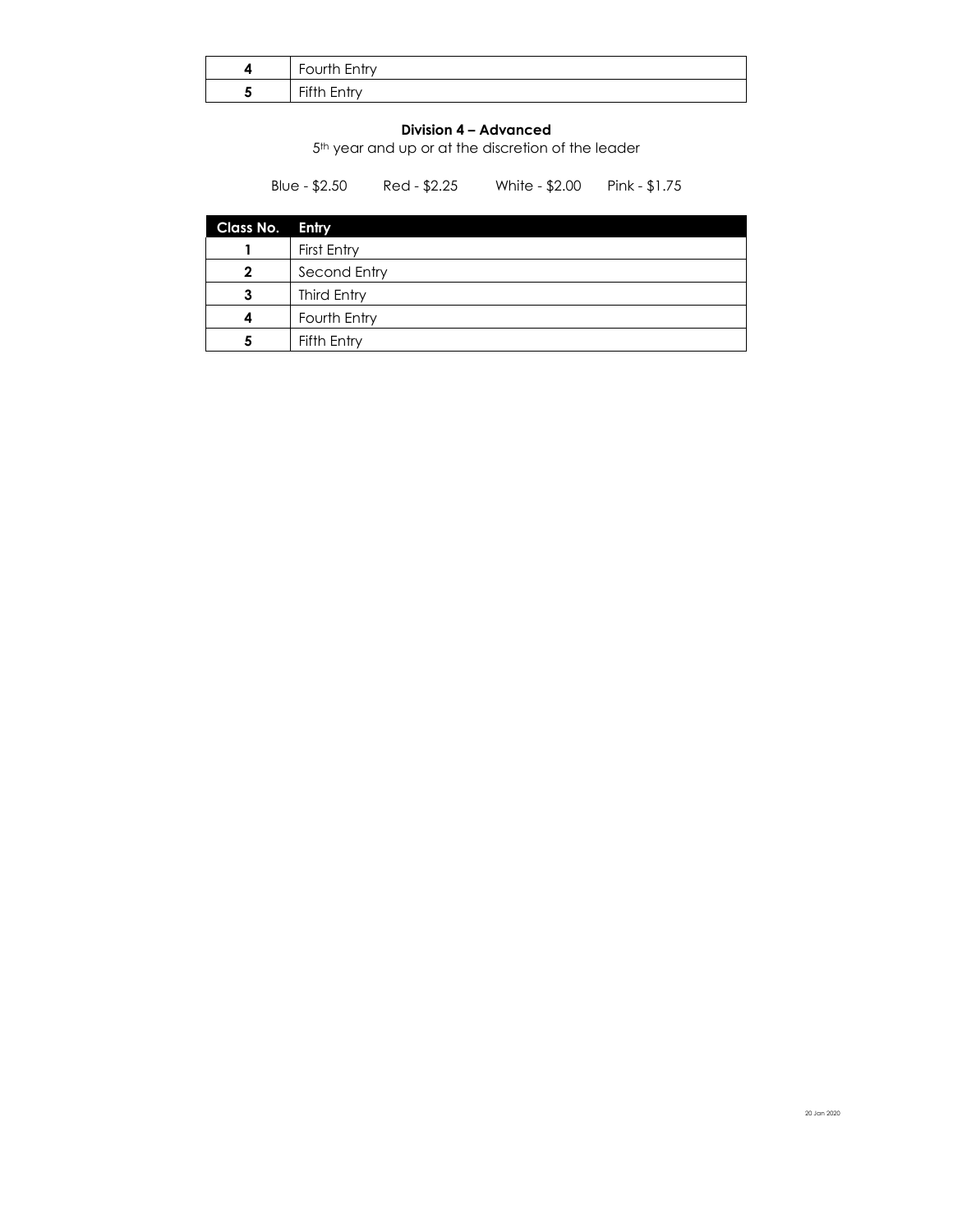| | |
|---|---|
| **4** | Fourth Entry |
| **5** | Fifth Entry |

**Division 4 – Advanced**

5th year and up or at the discretion of the leader

Blue - $2.50 Red - $2.25 White - $2.00 Pink - $1.75

| Class No. | Entry |
|---|---|
| **1** | First Entry |
| **2** | Second Entry |
| **3** | Third Entry |
| **4** | Fourth Entry |
| **5** | Fifth Entry |

20 Jan 2020